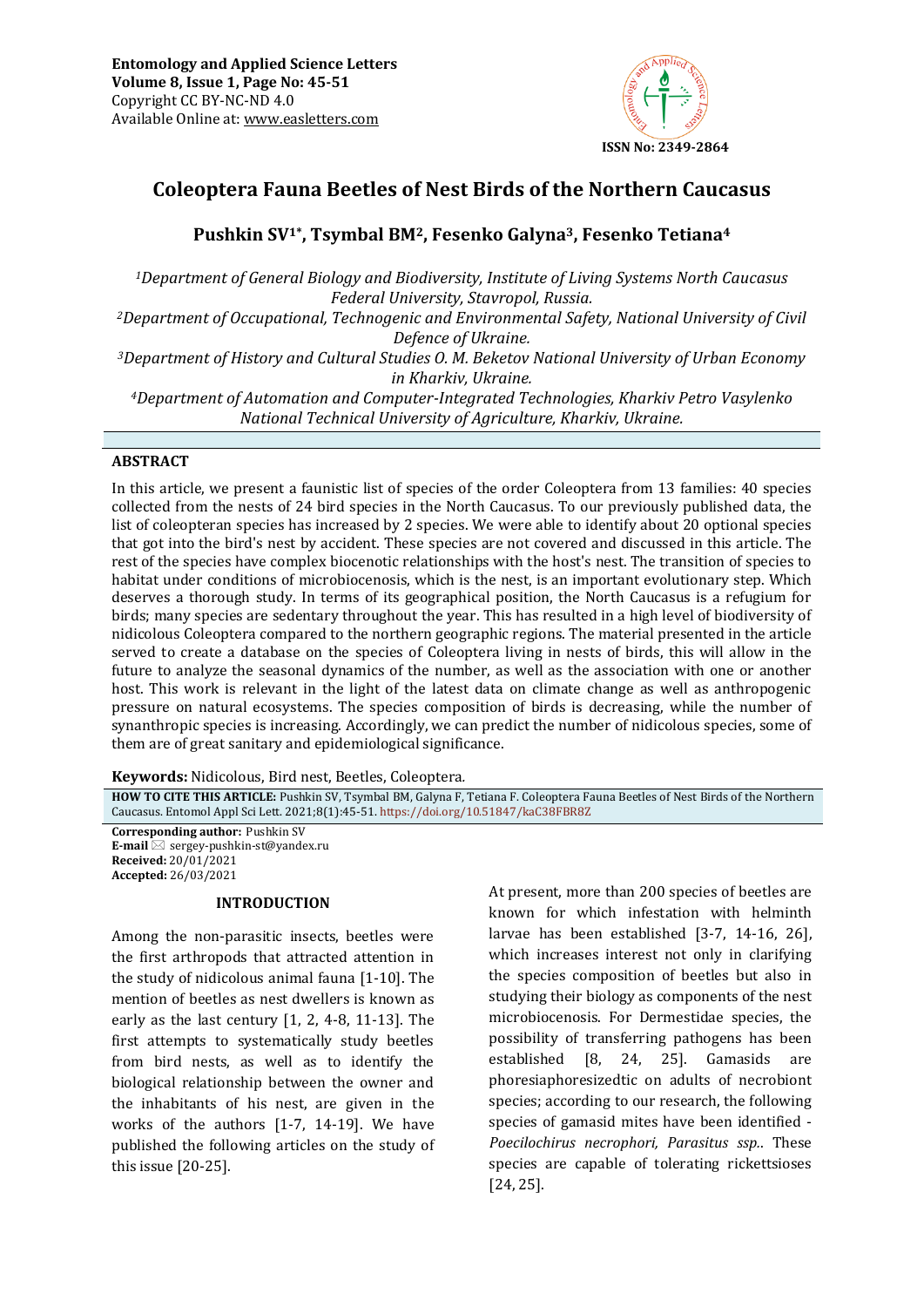Entomology and Applied Science Letters
Volume 8, Issue 1, Page No: 45-51
Copyright CC BY-NC-ND 4.0
Available Online at: www.easletters.com

ISSN No: 2349-2864

# Coleoptera Fauna Beetles of Nest Birds of the Northern Caucasus

**Pushkin SV[1*], Tsymbal BM[2], Fesenko Galyna[3], Fesenko Tetiana[4]**

*[1]Department of General Biology and Biodiversity, Institute of Living Systems North Caucasus Federal University, Stavropol, Russia.*

*[2]Department of Occupational, Technogenic and Environmental Safety, National University of Civil Defence of Ukraine.*

*[3]Department of History and Cultural Studies O. M. Beketov National University of Urban Economy in Kharkiv, Ukraine.*

*[4]Department of Automation and Computer-Integrated Technologies, Kharkiv Petro Vasylenko National Technical University of Agriculture, Kharkiv, Ukraine.*

## ABSTRACT

In this article, we present a faunistic list of species of the order Coleoptera from 13 families: 40 species collected from the nests of 24 bird species in the North Caucasus. To our previously published data, the list of coleopteran species has increased by 2 species. We were able to identify about 20 optional species that got into the bird's nest by accident. These species are not covered and discussed in this article. The rest of the species have complex biocenotic relationships with the host's nest. The transition of species to habitat under conditions of microbiocenosis, which is the nest, is an important evolutionary step. Which deserves a thorough study. In terms of its geographical position, the North Caucasus is a refugium for birds; many species are sedentary throughout the year. This has resulted in a high level of biodiversity of nidicolous Coleoptera compared to the northern geographic regions. The material presented in the article served to create a database on the species of Coleoptera living in nests of birds, this will allow in the future to analyze the seasonal dynamics of the number, as well as the association with one or another host. This work is relevant in the light of the latest data on climate change as well as anthropogenic pressure on natural ecosystems. The species composition of birds is decreasing, while the number of synanthropic species is increasing. Accordingly, we can predict the number of nidicolous species, some of them are of great sanitary and epidemiological significance.

**Keywords:** Nidicolous, Bird nest, Beetles, Coleoptera.

**HOW TO CITE THIS ARTICLE:** Pushkin SV, Tsymbal BM, Galyna F, Tetiana F. Coleoptera Fauna Beetles of Nest Birds of the Northern Caucasus. Entomol Appl Sci Lett. 2021;8(1):45-51. https://doi.org/10.51847/kaC38FBR8Z

**Corresponding author:** Pushkin SV
**E-mail** ✉ sergey-pushkin-st@yandex.ru
**Received:** 20/01/2021
**Accepted:** 26/03/2021

## INTRODUCTION

Among the non-parasitic insects, beetles were the first arthropods that attracted attention in the study of nidicolous animal fauna [1-10]. The mention of beetles as nest dwellers is known as early as the last century [1, 2, 4-8, 11-13]. The first attempts to systematically study beetles from bird nests, as well as to identify the biological relationship between the owner and the inhabitants of his nest, are given in the works of the authors [1-7, 14-19]. We have published the following articles on the study of this issue [20-25].

At present, more than 200 species of beetles are known for which infestation with helminth larvae has been established [3-7, 14-16, 26], which increases interest not only in clarifying the species composition of beetles but also in studying their biology as components of the nest microbiocenosis. For Dermestidae species, the possibility of transferring pathogens has been established [8, 24, 25]. Gamasids are phoresiaphoresizedtic on adults of necrobiont species; according to our research, the following species of gamasid mites have been identified - *Poecilochirus necrophori, Parasitus ssp.*. These species are capable of tolerating rickettsioses [24, 25].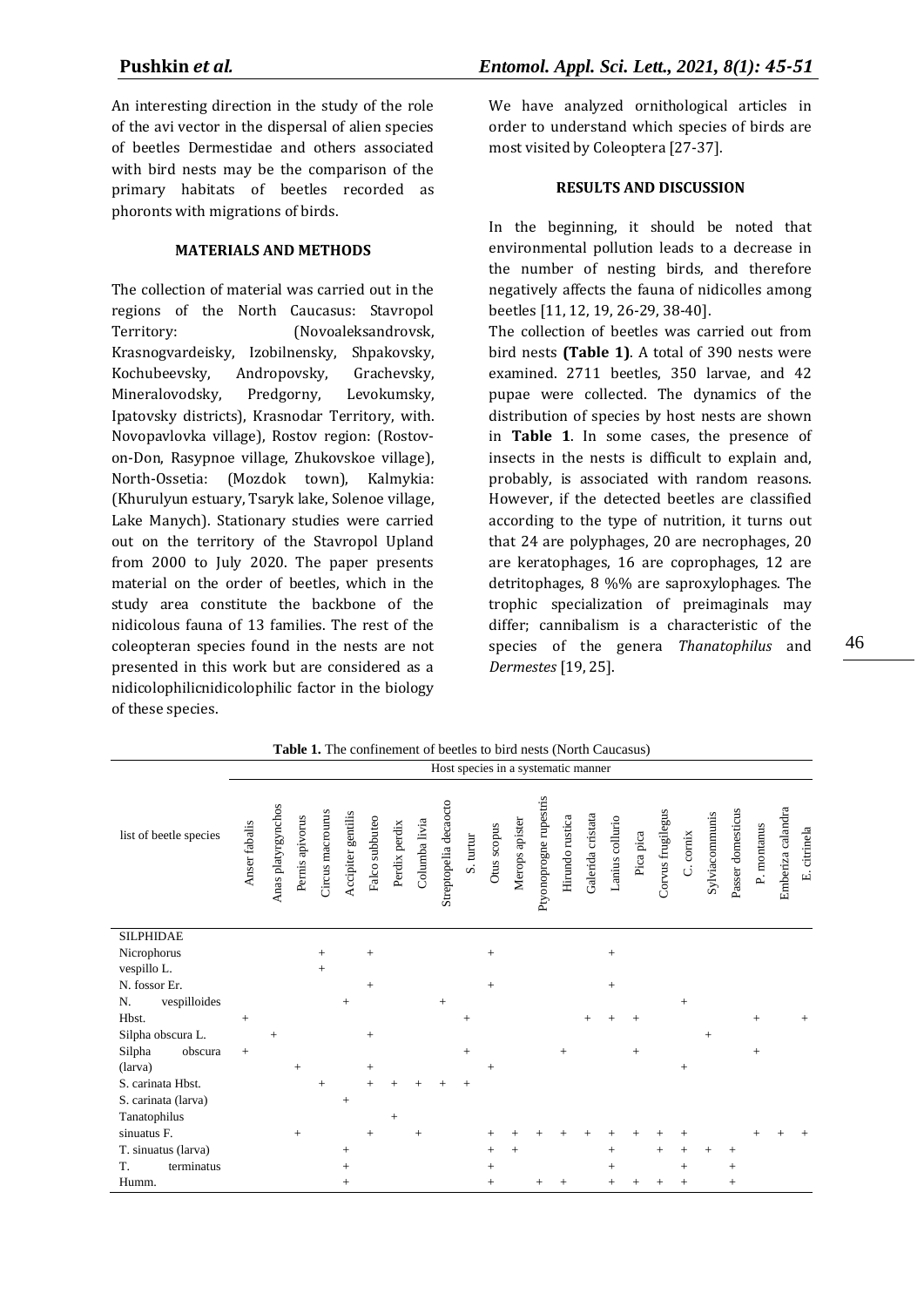An interesting direction in the study of the role of the avi vector in the dispersal of alien species of beetles Dermestidae and others associated with bird nests may be the comparison of the primary habitats of beetles recorded as phoronts with migrations of birds.

## MATERIALS AND METHODS

The collection of material was carried out in the regions of the North Caucasus: Stavropol Territory: (Novoaleksandrovsk, Krasnogvardeisky, Izobilnensky, Shpakovsky, Kochubeevsky, Andropovsky, Grachevsky, Mineralovodsky, Predgorny, Levokumsky, Ipatovsky districts), Krasnodar Territory, with. Novopavlovka village), Rostov region: (Rostov-on-Don, Rasypnoe village, Zhukovskoe village), North-Ossetia: (Mozdok town), Kalmykia: (Khurulyun estuary, Tsaryk lake, Solenoe village, Lake Manych). Stationary studies were carried out on the territory of the Stavropol Upland from 2000 to July 2020. The paper presents material on the order of beetles, which in the study area constitute the backbone of the nidicolous fauna of 13 families. The rest of the coleopteran species found in the nests are not presented in this work but are considered as a nidicolophilicnidicolophilic factor in the biology of these species.

We have analyzed ornithological articles in order to understand which species of birds are most visited by Coleoptera [27-37].

## RESULTS AND DISCUSSION

In the beginning, it should be noted that environmental pollution leads to a decrease in the number of nesting birds, and therefore negatively affects the fauna of nidicolles among beetles [11, 12, 19, 26-29, 38-40].

The collection of beetles was carried out from bird nests **(Table 1)**. A total of 390 nests were examined. 2711 beetles, 350 larvae, and 42 pupae were collected. The dynamics of the distribution of species by host nests are shown in **Table 1**. In some cases, the presence of insects in the nests is difficult to explain and, probably, is associated with random reasons. However, if the detected beetles are classified according to the type of nutrition, it turns out that 24 are polyphages, 20 are necrophages, 20 are keratophages, 16 are coprophages, 12 are detritophages, 8 %% are saproxylophages. The trophic specialization of preimaginals may differ; cannibalism is a characteristic of the species of the genera *Thanatophilus* and *Dermestes* [19, 25].

**Table 1.** The confinement of beetles to bird nests (North Caucasus)

| list of beetle species | Host species in a systematic manner | | | | | | | | | | | | | | | | | | | | | | | |
|---|---|---|---|---|---|---|---|---|---|---|---|---|---|---|---|---|---|---|---|---|---|---|---|---|
| | Anser fabalis | Anas platyrgynchos | Pernis apivorus | Circus macrourus | Accipiter gentilis | Falco subbuteo | Perdix perdix | Columba livia | Streptopelia decaocto | S. turtur | Otus scopus | Merops apister | Ptyonoprogne rupestris | Hirundo rustica | Galerida cristata | Lanius collurio | Pica pica | Corvus frugilegus | C. cornix | Sylviacommunis | Passer domesticus | P. montanus | Emberiza calandra | E. citrinela |
| SILPHIDAE | | | | | | | | | | | | | | | | | | | | | | | | |
| Nicrophorus | | | | + | | + | | | | | + | | | | | + | | | | | | | | |
| vespillo L. | | | | + | | | | | | | | | | | | | | | | | | | | |
| N. fossor Er. | | | | | | + | | | | | + | | | | | + | | | | | | | | |
| N. vespilloides | | | | | + | | | | + | | | | | | | | | | + | | | | | |
| Hbst. | + | | | | | | | | | + | | | | | + | + | + | | | | | + | | + |
| Silpha obscura L. | | + | | | | + | | | | | | | | | | | | | | + | | | | |
| Silpha obscura | + | | | | | | | | | + | | | | + | | | + | | | | | + | | |
| (larva) | | | + | | | + | | | | | + | | | | | | | | + | | | | | |
| S. carinata Hbst. | | | | + | | + | + | + | + | + | | | | | | | | | | | | | | |
| S. carinata (larva) | | | | | + | | | | | | | | | | | | | | | | | | | |
| Tanatophilus | | | | | | | + | | | | | | | | | | | | | | | | | |
| sinuatus F. | | | + | | | + | | + | | | + | + | + | + | + | + | + | + | + | | | + | + | + |
| T. sinuatus (larva) | | | | | + | | | | | | + | + | | | | + | | + | + | + | + | | | |
| T. terminatus | | | | | + | | | | | | + | | | | | + | | | + | | + | | | |
| Humm. | | | | | + | | | | | | + | | + | + | | + | + | + | + | | + | | | |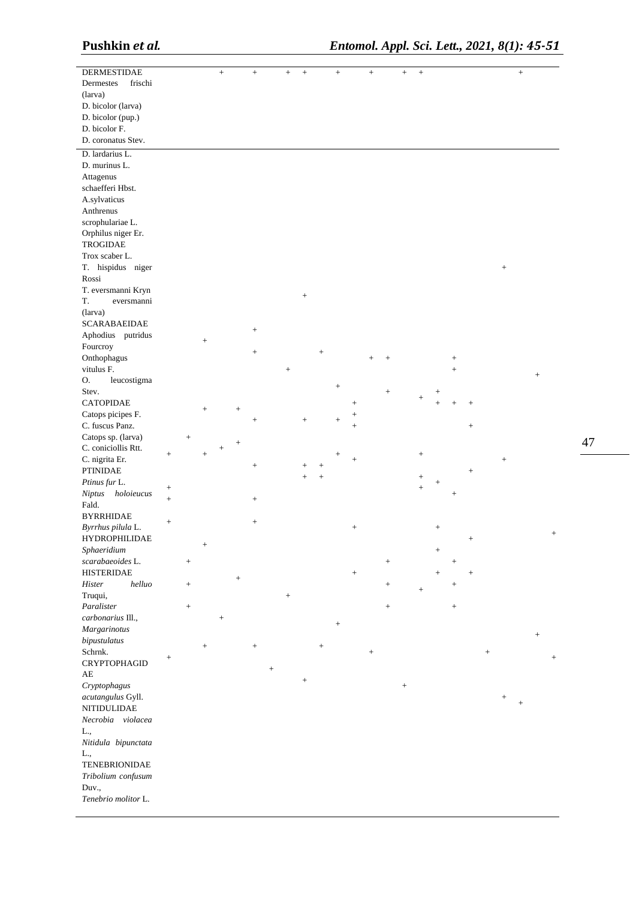| | | | | | | | | | | | | | | | | | | | | | | | | |
|---|---|---|---|---|---|---|---|---|---|---|---|---|---|---|---|---|---|---|---|---|---|---|---|---|
| DERMESTIDAE | | | | + | | + | | + | + | | + | | + | | + | + | | | | | | + | | |
| Dermestes frischi (larva) | | | | | | | | | | | | | | | | | | | | | | | | |
| D. bicolor (larva) | | | | | | | | | | | | | | | | | | | | | | | | |
| D. bicolor (pup.) | | | | | | | | | | | | | | | | | | | | | | | | |
| D. bicolor F. | | | | | | | | | | | | | | | | | | | | | | | | |
| D. coronatus Stev. | | | | | | | | | | | | | | | | | | | | | | | | |
| D. lardarius L. | | | | | | | | | | | | | | | | | | | | | | | | |
| D. murinus L. | | | | | | | | | | | | | | | | | | | | | | | | |
| Attagenus schaefferi Hbst. | | | | | | | | | | | | | | | | | | | | | | | | |
| A.sylvaticus | | | | | | | | | | | | | | | | | | | | | | | | |
| Anthrenus scrophulariae L. | | | | | | | | | | | | | | | | | | | | | | | | |
| Orphilus niger Er. | | | | | | | | | | | | | | | | | | | | | | | | |
| TROGIDAE | | | | | | | | | | | | | | | | | | | | | | | | |
| Trox scaber L. | | | | | | | | | | | | | | | | | | | | | | | | |
| T. hispidus niger Rossi | | | | | | | | | | | | | | | | | | | | | + | | | |
| T. eversmanni Kryn | | | | | | | | | + | | | | | | | | | | | | | | | |
| T. eversmanni (larva) | | | | | | | | | | | | | | | | | | | | | | | | |
| SCARABAEIDAE | | | | | | + | | | | | | | | | | | | | | | | | | |
| Aphodius putridus Fourcroy | | | + | | | + | | | | + | | | | | | | | | | | | | | |
| Onthophagus vitulus F. | | | | | | | | + | | | | | + | + | | | | + | | | | | + | |
| O. leucostigma Stev. | | | | | | | | | | | + | | | + | | + | + | | | | | | | |
| CATOPIDAE | | | | | | | | | | | | + | | | | | + | + | + | | | | | |
| Catops picipes F. | | | + | | + | + | | | + | | + | + | | | | | | | | | | | | |
| C. fuscus Panz. | | | | | | | | | | | | + | | | | | | | + | | | | | |
| Catops sp. (larva) | | + | | | | | | | | | | | | | | | | | | | | | | |
| C. coniciollis Rtt. | + | | + | + | + | | | | | | + | | | | | + | | | | | | | | |
| C. nigrita Er. | | | | | | + | | | + | + | | + | | | | | | | | | + | | | |
| PTINIDAE | | | | | | | | | + | + | | | | | | + | | | + | | | | | |
| *Ptinus fur* L. | + | | | | | | | | | | | | | | | + | + | | | | | | | |
| *Niptus holoieucus* Fald. | + | | | | | + | | | | | | | | | | | | + | | | | | | |
| BYRRHIDAE | + | | | | | + | | | | | | | | | | | | | | | | | | |
| *Byrrhus pilula* L. | | | | | | | | | | | | + | | | | | + | | | | | | | + |
| HYDROPHILIDAE | | | + | | | | | | | | | | | | | | | | + | | | | | |
| *Sphaeridium scarabaeoides* L. | | + | | | | | | | | | | | | + | | | + | + | | | | | | |
| HISTERIDAE | | | | | + | | | | | | | + | | | | | + | | + | | | | | |
| *Hister helluo* Truqui, | | + | | | | | | + | | | | | | + | | + | | + | | | | | | |
| *Paralister carbonarius* Ill., | | + | | + | | | | | | | | | | + | | | | + | | | | | | |
| *Margarinotus bipustulatus* Schrnk. | + | | + | | | + | | | | + | + | | + | | | | | | | + | | | + | + |
| CRYPTOPHAGIDAE | | | | | | | + | | | | | | | | | | | | | | | | | |
| *Cryptophagus acutangulus* Gyll. | | | | | | | | | + | | | | | | + | | | | | | + | + | | |
| NITIDULIDAE | | | | | | | | | | | | | | | | | | | | | | | | |
| *Necrobia violacea* L., | | | | | | | | | | | | | | | | | | | | | | | | |
| *Nitidula bipunctata* L., | | | | | | | | | | | | | | | | | | | | | | | | |
| TENEBRIONIDAE | | | | | | | | | | | | | | | | | | | | | | | | |
| *Tribolium confusum* Duv., | | | | | | | | | | | | | | | | | | | | | | | | |
| *Tenebrio molitor* L. | | | | | | | | | | | | | | | | | | | | | | | | |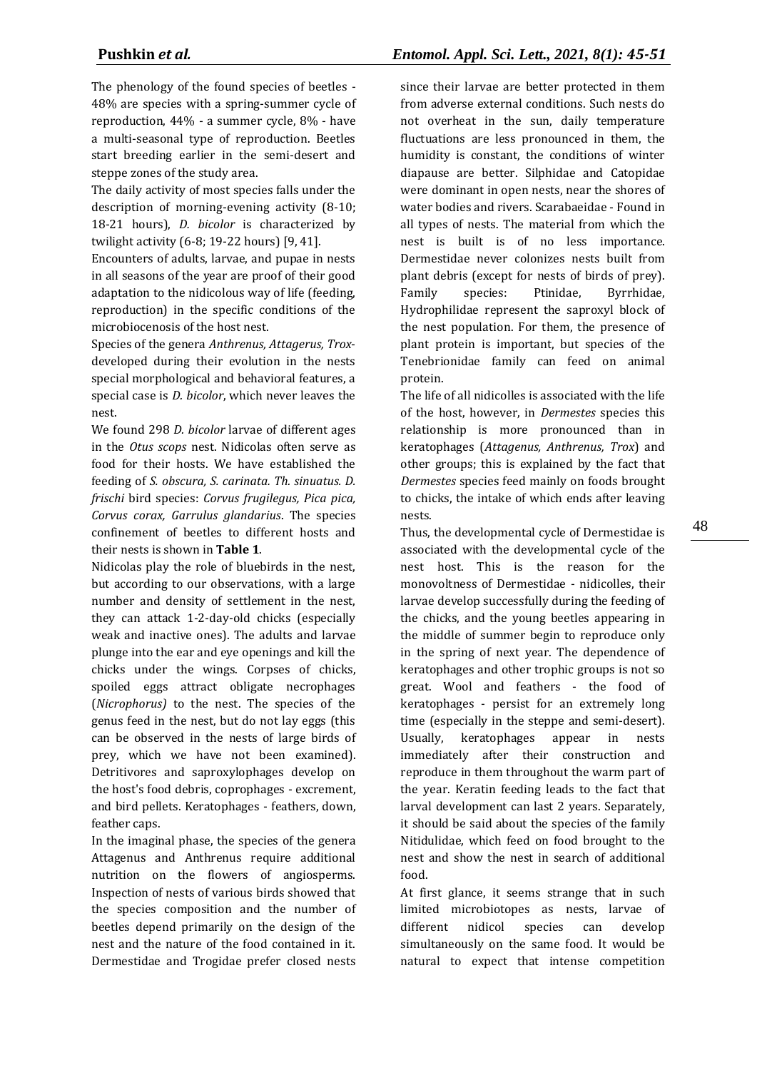The phenology of the found species of beetles - 48% are species with a spring-summer cycle of reproduction, 44% - a summer cycle, 8% - have a multi-seasonal type of reproduction. Beetles start breeding earlier in the semi-desert and steppe zones of the study area.

The daily activity of most species falls under the description of morning-evening activity (8-10; 18-21 hours), *D. bicolor* is characterized by twilight activity (6-8; 19-22 hours) [9, 41].

Encounters of adults, larvae, and pupae in nests in all seasons of the year are proof of their good adaptation to the nidicolous way of life (feeding, reproduction) in the specific conditions of the microbiocenosis of the host nest.

Species of the genera *Anthrenus, Attagerus, Trox*- developed during their evolution in the nests special morphological and behavioral features, a special case is *D. bicolor*, which never leaves the nest.

We found 298 *D. bicolor* larvae of different ages in the *Otus scops* nest. Nidicolas often serve as food for their hosts. We have established the feeding of *S. obscura, S. carinata. Th. sinuatus. D. frischi* bird species: *Corvus frugilegus, Pica pica, Corvus corax, Garrulus glandarius*. The species confinement of beetles to different hosts and their nests is shown in **Table 1**.

Nidicolas play the role of bluebirds in the nest, but according to our observations, with a large number and density of settlement in the nest, they can attack 1-2-day-old chicks (especially weak and inactive ones). The adults and larvae plunge into the ear and eye openings and kill the chicks under the wings. Corpses of chicks, spoiled eggs attract obligate necrophages (*Nicrophorus)* to the nest. The species of the genus feed in the nest, but do not lay eggs (this can be observed in the nests of large birds of prey, which we have not been examined). Detritivores and saproxylophages develop on the host's food debris, coprophages - excrement, and bird pellets. Keratophages - feathers, down, feather caps.

In the imaginal phase, the species of the genera Attagenus and Anthrenus require additional nutrition on the flowers of angiosperms. Inspection of nests of various birds showed that the species composition and the number of beetles depend primarily on the design of the nest and the nature of the food contained in it. Dermestidae and Trogidae prefer closed nests since their larvae are better protected in them from adverse external conditions. Such nests do not overheat in the sun, daily temperature fluctuations are less pronounced in them, the humidity is constant, the conditions of winter diapause are better. Silphidae and Catopidae were dominant in open nests, near the shores of water bodies and rivers. Scarabaeidae - Found in all types of nests. The material from which the nest is built is of no less importance. Dermestidae never colonizes nests built from plant debris (except for nests of birds of prey). Family species: Ptinidae, Byrrhidae, Hydrophilidae represent the saproxyl block of the nest population. For them, the presence of plant protein is important, but species of the Tenebrionidae family can feed on animal protein.

The life of all nidicolles is associated with the life of the host, however, in *Dermestes* species this relationship is more pronounced than in keratophages (*Attagenus, Anthrenus, Trox*) and other groups; this is explained by the fact that *Dermestes* species feed mainly on foods brought to chicks, the intake of which ends after leaving nests.

Thus, the developmental cycle of Dermestidae is associated with the developmental cycle of the nest host. This is the reason for the monovoltness of Dermestidae - nidicolles, their larvae develop successfully during the feeding of the chicks, and the young beetles appearing in the middle of summer begin to reproduce only in the spring of next year. The dependence of keratophages and other trophic groups is not so great. Wool and feathers - the food of keratophages - persist for an extremely long time (especially in the steppe and semi-desert). Usually, keratophages appear in nests immediately after their construction and reproduce in them throughout the warm part of the year. Keratin feeding leads to the fact that larval development can last 2 years. Separately, it should be said about the species of the family Nitidulidae, which feed on food brought to the nest and show the nest in search of additional food.

At first glance, it seems strange that in such limited microbiotopes as nests, larvae of different nidicol species can develop simultaneously on the same food. It would be natural to expect that intense competition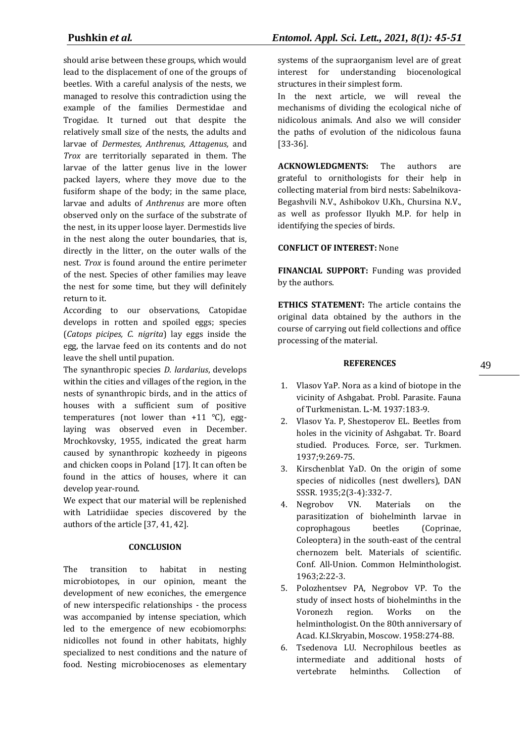should arise between these groups, which would lead to the displacement of one of the groups of beetles. With a careful analysis of the nests, we managed to resolve this contradiction using the example of the families Dermestidae and Trogidae. It turned out that despite the relatively small size of the nests, the adults and larvae of *Dermestes, Anthrenus, Attagenus,* and *Trox* are territorially separated in them. The larvae of the latter genus live in the lower packed layers, where they move due to the fusiform shape of the body; in the same place, larvae and adults of *Anthrenus* are more often observed only on the surface of the substrate of the nest, in its upper loose layer. Dermestids live in the nest along the outer boundaries, that is, directly in the litter, on the outer walls of the nest. *Trox* is found around the entire perimeter of the nest. Species of other families may leave the nest for some time, but they will definitely return to it.

According to our observations, Catopidae develops in rotten and spoiled eggs; species (*Catops picipes, C. nigrita*) lay eggs inside the egg, the larvae feed on its contents and do not leave the shell until pupation.

The synanthropic species *D. lardarius*, develops within the cities and villages of the region, in the nests of synanthropic birds, and in the attics of houses with a sufficient sum of positive temperatures (not lower than +11 °C), egg-laying was observed even in December. Mrochkovsky, 1955, indicated the great harm caused by synanthropic kozheedy in pigeons and chicken coops in Poland [17]. It can often be found in the attics of houses, where it can develop year-round.

We expect that our material will be replenished with Latridiidae species discovered by the authors of the article [37, 41, 42].

## CONCLUSION

The transition to habitat in nesting microbiotopes, in our opinion, meant the development of new econiches, the emergence of new interspecific relationships - the process was accompanied by intense speciation, which led to the emergence of new ecobiomorphs: nidicolles not found in other habitats, highly specialized to nest conditions and the nature of food. Nesting microbiocenoses as elementary systems of the supraorganism level are of great interest for understanding biocenological structures in their simplest form.

In the next article, we will reveal the mechanisms of dividing the ecological niche of nidicolous animals. And also we will consider the paths of evolution of the nidicolous fauna [33-36].

**ACKNOWLEDGMENTS:** The authors are grateful to ornithologists for their help in collecting material from bird nests: Sabelnikova-Begashvili N.V., Ashibokov U.Kh., Chursina N.V., as well as professor Ilyukh M.P. for help in identifying the species of birds.

**CONFLICT OF INTEREST:** None

**FINANCIAL SUPPORT:** Funding was provided by the authors.

**ETHICS STATEMENT:** The article contains the original data obtained by the authors in the course of carrying out field collections and office processing of the material.

## REFERENCES

1. Vlasov YaP. Nora as a kind of biotope in the vicinity of Ashgabat. Probl. Parasite. Fauna of Turkmenistan. L.-M. 1937:183-9.
2. Vlasov Ya. P, Shestoperov EL. Beetles from holes in the vicinity of Ashgabat. Tr. Board studied. Produces. Force, ser. Turkmen. 1937;9:269-75.
3. Kirschenblat YaD. On the origin of some species of nidicolles (nest dwellers), DAN SSSR. 1935;2(3-4):332-7.
4. Negrobov VN. Materials on the parasitization of biohelminth larvae in coprophagous beetles (Coprinae, Coleoptera) in the south-east of the central chernozem belt. Materials of scientific. Conf. All-Union. Common Helminthologist. 1963;2:22-3.
5. Polozhentsev PA, Negrobov VP. To the study of insect hosts of biohelminths in the Voronezh region. Works on the helminthologist. On the 80th anniversary of Acad. K.I.Skryabin, Moscow. 1958:274-88.
6. Tsedenova LU. Necrophilous beetles as intermediate and additional hosts of vertebrate helminths. Collection of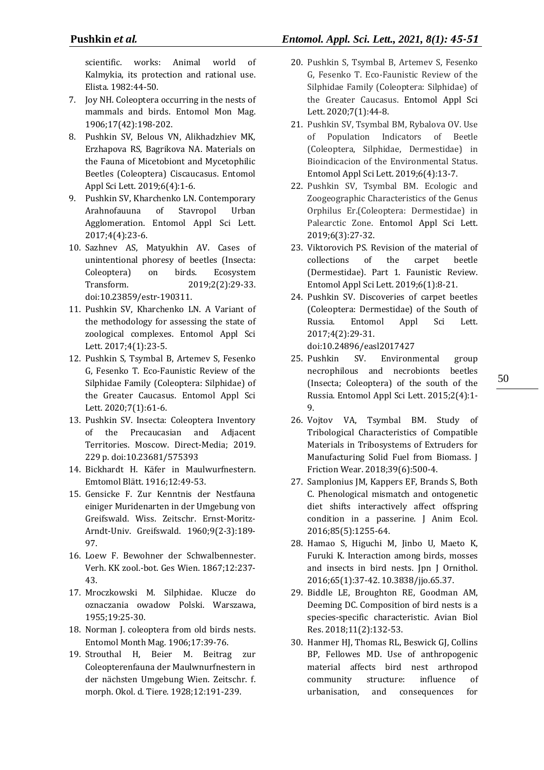scientific works: Animal world of Kalmykia, its protection and rational use. Elista. 1982:44-50.

7. Joy NH. Coleoptera occurring in the nests of mammals and birds. Entomol Mon Mag. 1906;17(42):198-202.
8. Pushkin SV, Belous VN, Alikhadzhiev MK, Erzhapova RS, Bagrikova NA. Materials on the Fauna of Micetobiont and Mycetophilic Beetles (Coleoptera) Ciscaucasus. Entomol Appl Sci Lett. 2019;6(4):1-6.
9. Pushkin SV, Kharchenko LN. Contemporary Arahnofauuna of Stavropol Urban Agglomeration. Entomol Appl Sci Lett. 2017;4(4):23-6.
10. Sazhnev AS, Matyukhin AV. Cases of unintentional phoresy of beetles (Insecta: Coleoptera) on birds. Ecosystem Transform. 2019;2(2):29-33. doi:10.23859/estr-190311.
11. Pushkin SV, Kharchenko LN. A Variant of the methodology for assessing the state of zoological complexes. Entomol Appl Sci Lett. 2017;4(1):23-5.
12. Pushkin S, Tsymbal B, Artemev S, Fesenko G, Fesenko T. Eco-Faunistic Review of the Silphidae Family (Coleoptera: Silphidae) of the Greater Caucasus. Entomol Appl Sci Lett. 2020;7(1):61-6.
13. Pushkin SV. Insecta: Coleoptera Inventory of the Precaucasian and Adjacent Territories. Moscow. Direct-Media; 2019. 229 p. doi:10.23681/575393
14. Bickhardt H. Käfer in Maulwurfnestern. Emtomol Blätt. 1916;12:49-53.
15. Gensicke F. Zur Kenntnis der Nestfauna einiger Muridenarten in der Umgebung von Greifswald. Wiss. Zeitschr. Ernst-Moritz-Arndt-Univ. Greifswald. 1960;9(2-3):189-97.
16. Loew F. Bewohner der Schwalbennester. Verh. KK zool.-bot. Ges Wien. 1867;12:237-43.
17. Mroczkowski M. Silphidae. Klucze do oznaczania owadow Polski. Warszawa, 1955;19:25-30.
18. Norman J. coleoptera from old birds nests. Entomol Month Mag. 1906;17:39-76.
19. Strouthal H, Beier M. Beitrag zur Coleopterenfauna der Maulwnurfnestern in der nächsten Umgebung Wien. Zeitschr. f. morph. Okol. d. Tiere. 1928;12:191-239.
20. Pushkin S, Tsymbal B, Artemev S, Fesenko G, Fesenko T. Eco-Faunistic Review of the Silphidae Family (Coleoptera: Silphidae) of the Greater Caucasus. Entomol Appl Sci Lett. 2020;7(1):44-8.
21. Pushkin SV, Tsymbal BM, Rybalova OV. Use of Population Indicators of Beetle (Coleoptera, Silphidae, Dermestidae) in Bioindicacion of the Environmental Status. Entomol Appl Sci Lett. 2019;6(4):13-7.
22. Pushkin SV, Tsymbal BM. Ecologic and Zoogeographic Characteristics of the Genus Orphilus Er.(Coleoptera: Dermestidae) in Palearctic Zone. Entomol Appl Sci Lett. 2019;6(3):27-32.
23. Viktorovich PS. Revision of the material of collections of the carpet beetle (Dermestidae). Part 1. Faunistic Review. Entomol Appl Sci Lett. 2019;6(1):8-21.
24. Pushkin SV. Discoveries of carpet beetles (Coleoptera: Dermestidae) of the South of Russia. Entomol Appl Sci Lett. 2017;4(2):29-31. doi:10.24896/easl2017427
25. Pushkin SV. Environmental group necrophilous and necrobionts beetles (Insecta; Coleoptera) of the south of the Russia. Entomol Appl Sci Lett. 2015;2(4):1-9.
26. Vojtov VA, Tsymbal BM. Study of Tribological Characteristics of Compatible Materials in Tribosystems of Extruders for Manufacturing Solid Fuel from Biomass. J Friction Wear. 2018;39(6):500-4.
27. Samplonius JM, Kappers EF, Brands S, Both C. Phenological mismatch and ontogenetic diet shifts interactively affect offspring condition in a passerine. J Anim Ecol. 2016;85(5):1255-64.
28. Hamao S, Higuchi M, Jinbo U, Maeto K, Furuki K. Interaction among birds, mosses and insects in bird nests. Jpn J Ornithol. 2016;65(1):37-42. 10.3838/jjo.65.37.
29. Biddle LE, Broughton RE, Goodman AM, Deeming DC. Composition of bird nests is a species-specific characteristic. Avian Biol Res. 2018;11(2):132-53.
30. Hanmer HJ, Thomas RL, Beswick GJ, Collins BP, Fellowes MD. Use of anthropogenic material affects bird nest arthropod community structure: influence of urbanisation, and consequences for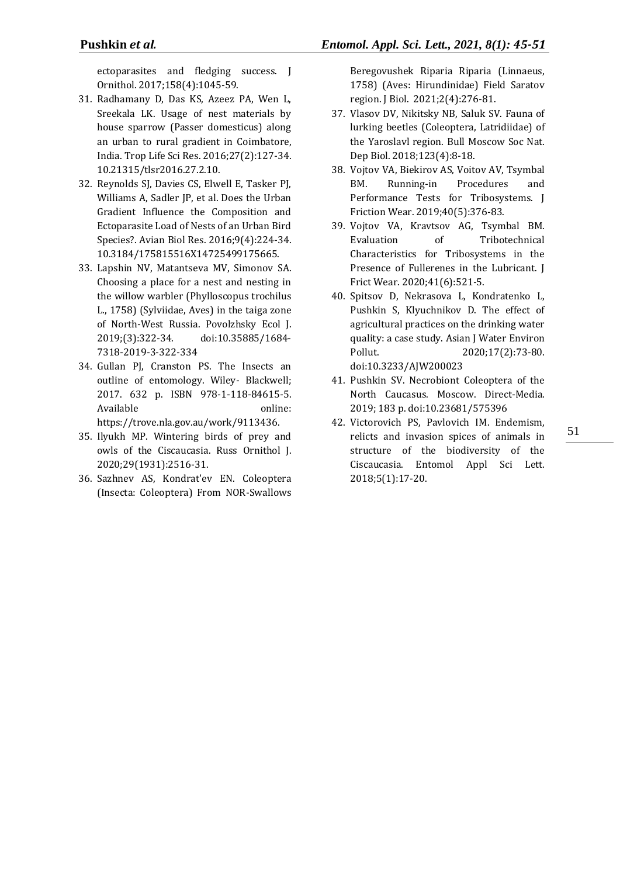ectoparasites and fledging success. J Ornithol. 2017;158(4):1045-59.

31. Radhamany D, Das KS, Azeez PA, Wen L, Sreekala LK. Usage of nest materials by house sparrow (Passer domesticus) along an urban to rural gradient in Coimbatore, India. Trop Life Sci Res. 2016;27(2):127-34. 10.21315/tlsr2016.27.2.10.
32. Reynolds SJ, Davies CS, Elwell E, Tasker PJ, Williams A, Sadler JP, et al. Does the Urban Gradient Influence the Composition and Ectoparasite Load of Nests of an Urban Bird Species?. Avian Biol Res. 2016;9(4):224-34. 10.3184/175815516X14725499175665.
33. Lapshin NV, Matantseva MV, Simonov SA. Choosing a place for a nest and nesting in the willow warbler (Phylloscopus trochilus L., 1758) (Sylviidae, Aves) in the taiga zone of North-West Russia. Povolzhsky Ecol J. 2019;(3):322-34. doi:10.35885/1684-7318-2019-3-322-334
34. Gullan PJ, Cranston PS. The Insects an outline of entomology. Wiley- Blackwell; 2017. 632 p. ISBN 978-1-118-84615-5. Available online: https://trove.nla.gov.au/work/9113436.
35. Ilyukh MP. Wintering birds of prey and owls of the Ciscaucasia. Russ Ornithol J. 2020;29(1931):2516-31.
36. Sazhnev AS, Kondrat'ev EN. Coleoptera (Insecta: Coleoptera) From NOR-Swallows Beregovushek Riparia Riparia (Linnaeus, 1758) (Aves: Hirundinidae) Field Saratov region. J Biol. 2021;2(4):276-81.
37. Vlasov DV, Nikitsky NB, Saluk SV. Fauna of lurking beetles (Coleoptera, Latridiidae) of the Yaroslavl region. Bull Moscow Soc Nat. Dep Biol. 2018;123(4):8-18.
38. Vojtov VA, Biekirov AS, Voitov AV, Tsymbal BM. Running-in Procedures and Performance Tests for Tribosystems. J Friction Wear. 2019;40(5):376-83.
39. Vojtov VA, Kravtsov AG, Tsymbal BM. Evaluation of Tribotechnical Characteristics for Tribosystems in the Presence of Fullerenes in the Lubricant. J Frict Wear. 2020;41(6):521-5.
40. Spitsov D, Nekrasova L, Kondratenko L, Pushkin S, Klyuchnikov D. The effect of agricultural practices on the drinking water quality: a case study. Asian J Water Environ Pollut. 2020;17(2):73-80. doi:10.3233/AJW200023
41. Pushkin SV. Necrobiont Coleoptera of the North Caucasus. Moscow. Direct-Media. 2019; 183 p. doi:10.23681/575396
42. Victorovich PS, Pavlovich IM. Endemism, relicts and invasion spices of animals in structure of the biodiversity of the Ciscaucasia. Entomol Appl Sci Lett. 2018;5(1):17-20.